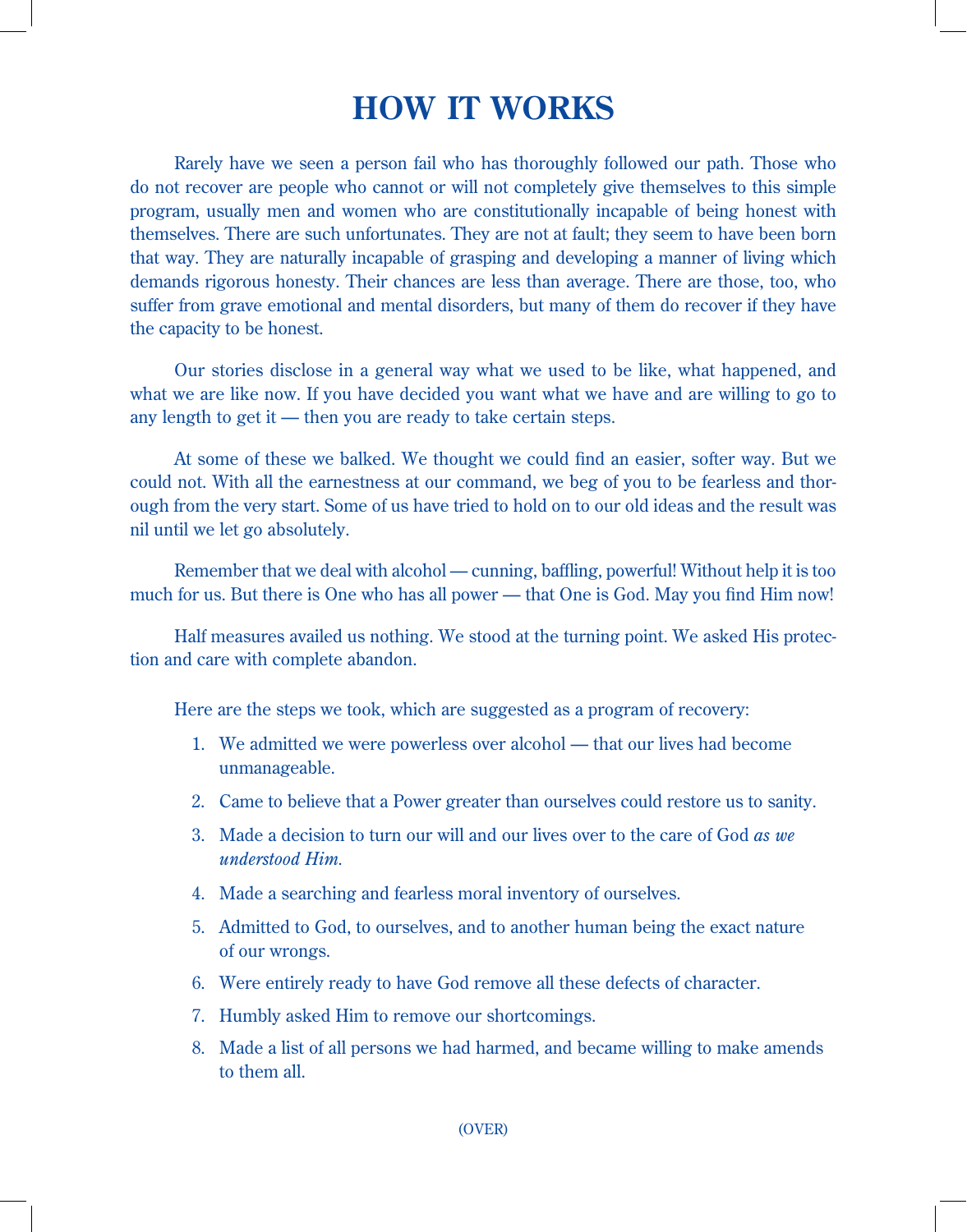# HOW IT WORKS

Rarely have we seen a person fail who has thoroughly followed our path. Those who do not recover are people who cannot or will not completely give themselves to this simple program, usually men and women who are constitutionally incapable of being honest with themselves. There are such unfortunates. They are not at fault; they seem to have been born that way. They are naturally incapable of grasping and developing a manner of living which demands rigorous honesty. Their chances are less than average. There are those, too, who suffer from grave emotional and mental disorders, but many of them do recover if they have the capacity to be honest.

Our stories disclose in a general way what we used to be like, what happened, and what we are like now. If you have decided you want what we have and are willing to go to any length to get it — then you are ready to take certain steps.

At some of these we balked. We thought we could find an easier, softer way. But we could not. With all the earnestness at our command, we beg of you to be fearless and thorough from the very start. Some of us have tried to hold on to our old ideas and the result was nil until we let go absolutely.

Remember that we deal with alcohol — cunning, baffling, powerful! Without help it is too much for us. But there is One who has all power — that One is God. May you find Him now!

Half measures availed us nothing. We stood at the turning point. We asked His protection and care with complete abandon.

Here are the steps we took, which are suggested as a program of recovery:

1. We admitted we were powerless over alcohol — that our lives had become unmanageable.
2. Came to believe that a Power greater than ourselves could restore us to sanity.
3. Made a decision to turn our will and our lives over to the care of God *as we understood Him.*
4. Made a searching and fearless moral inventory of ourselves.
5. Admitted to God, to ourselves, and to another human being the exact nature of our wrongs.
6. Were entirely ready to have God remove all these defects of character.
7. Humbly asked Him to remove our shortcomings.
8. Made a list of all persons we had harmed, and became willing to make amends to them all.

(OVER)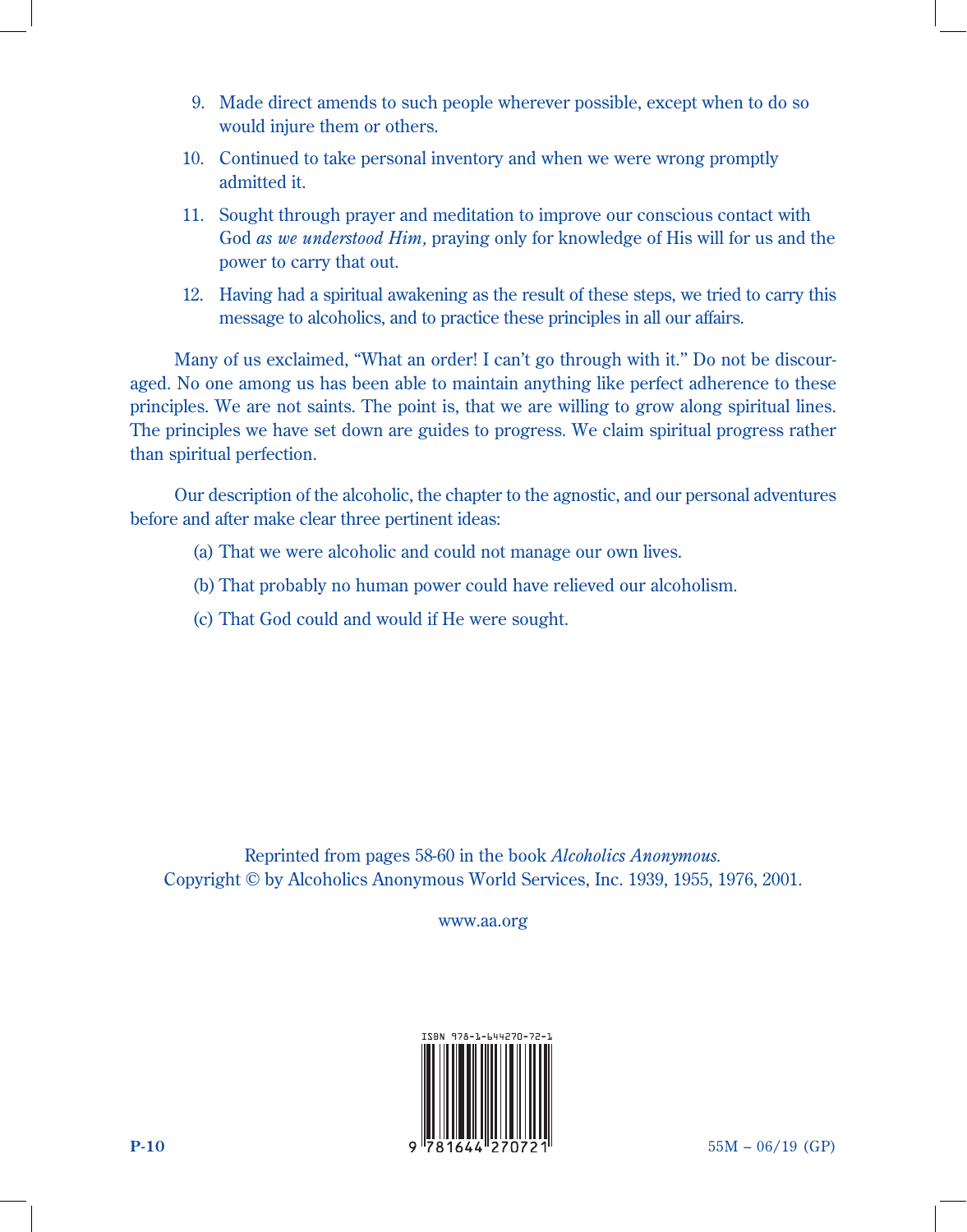9. Made direct amends to such people wherever possible, except when to do so would injure them or others.
10. Continued to take personal inventory and when we were wrong promptly admitted it.
11. Sought through prayer and meditation to improve our conscious contact with God *as we understood Him,* praying only for knowledge of His will for us and the power to carry that out.
12. Having had a spiritual awakening as the result of these steps, we tried to carry this message to alcoholics, and to practice these principles in all our affairs.

Many of us exclaimed, "What an order! I can't go through with it." Do not be discouraged. No one among us has been able to maintain anything like perfect adherence to these principles. We are not saints. The point is, that we are willing to grow along spiritual lines. The principles we have set down are guides to progress. We claim spiritual progress rather than spiritual perfection.

Our description of the alcoholic, the chapter to the agnostic, and our personal adventures before and after make clear three pertinent ideas:

(a) That we were alcoholic and could not manage our own lives.

(b) That probably no human power could have relieved our alcoholism.

(c) That God could and would if He were sought.

Reprinted from pages 58-60 in the book *Alcoholics Anonymous.*
Copyright © by Alcoholics Anonymous World Services, Inc. 1939, 1955, 1976, 2001.

www.aa.org

ISBN 978-1-644270-72-1

9 781644 270721

**P-10**

55M – 06/19 (GP)